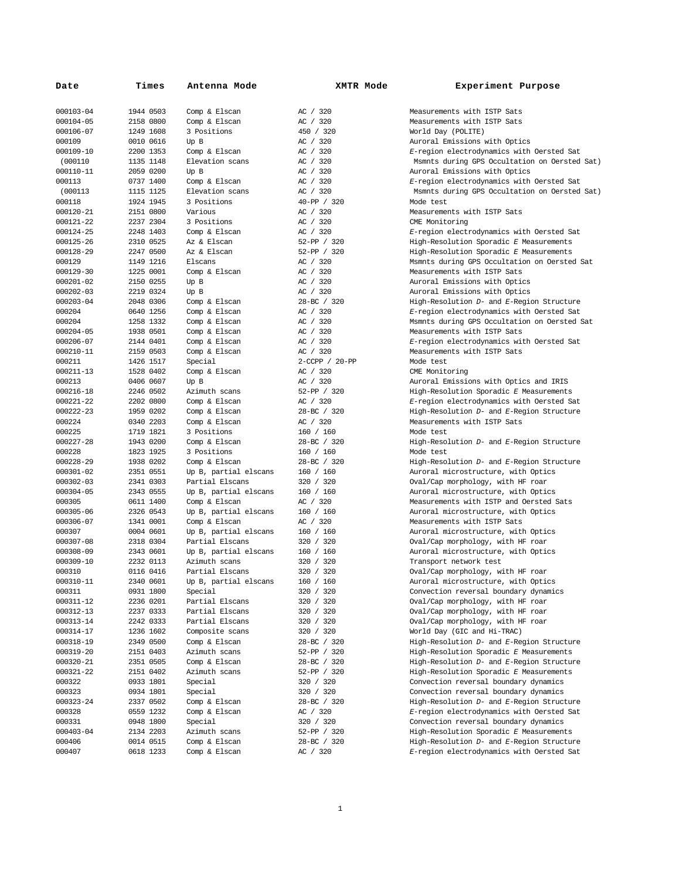| Date | Times | Antenna Mode | XMTR Mode | Experiment Purpose |
|---|---|---|---|---|
| 000103-04 | 1944 0503 | Comp & Elscan | AC / 320 | Measurements with ISTP Sats |
| 000104-05 | 2158 0800 | Comp & Elscan | AC / 320 | Measurements with ISTP Sats |
| 000106-07 | 1249 1608 | 3 Positions | 450 / 320 | World Day (POLITE) |
| 000109 | 0010 0616 | Up B | AC / 320 | Auroral Emissions with Optics |
| 000109-10 | 2200 1353 | Comp & Elscan | AC / 320 | *E*-region electrodynamics with Oersted Sat |
| (000110 | 1135 1148 | Elevation scans | AC / 320 | Msmnts during GPS Occultation on Oersted Sat) |
| 000110-11 | 2059 0200 | Up B | AC / 320 | Auroral Emissions with Optics |
| 000113 | 0737 1400 | Comp & Elscan | AC / 320 | *E*-region electrodynamics with Oersted Sat |
| (000113 | 1115 1125 | Elevation scans | AC / 320 | Msmnts during GPS Occultation on Oersted Sat) |
| 000118 | 1924 1945 | 3 Positions | 40-PP / 320 | Mode test |
| 000120-21 | 2151 0800 | Various | AC / 320 | Measurements with ISTP Sats |
| 000121-22 | 2237 2304 | 3 Positions | AC / 320 | CME Monitoring |
| 000124-25 | 2248 1403 | Comp & Elscan | AC / 320 | *E*-region electrodynamics with Oersted Sat |
| 000125-26 | 2310 0525 | Az & Elscan | 52-PP / 320 | High-Resolution Sporadic *E* Measurements |
| 000128-29 | 2247 0500 | Az & Elscan | 52-PP / 320 | High-Resolution Sporadic *E* Measurements |
| 000129 | 1149 1216 | Elscans | AC / 320 | Msmnts during GPS Occultation on Oersted Sat |
| 000129-30 | 1225 0001 | Comp & Elscan | AC / 320 | Measurements with ISTP Sats |
| 000201-02 | 2150 0255 | Up B | AC / 320 | Auroral Emissions with Optics |
| 000202-03 | 2219 0324 | Up B | AC / 320 | Auroral Emissions with Optics |
| 000203-04 | 2048 0306 | Comp & Elscan | 28-BC / 320 | High-Resolution *D*- and *E*-Region Structure |
| 000204 | 0640 1256 | Comp & Elscan | AC / 320 | *E*-region electrodynamics with Oersted Sat |
| 000204 | 1258 1332 | Comp & Elscan | AC / 320 | Msmnts during GPS Occultation on Oersted Sat |
| 000204-05 | 1938 0501 | Comp & Elscan | AC / 320 | Measurements with ISTP Sats |
| 000206-07 | 2144 0401 | Comp & Elscan | AC / 320 | *E*-region electrodynamics with Oersted Sat |
| 000210-11 | 2159 0503 | Comp & Elscan | AC / 320 | Measurements with ISTP Sats |
| 000211 | 1426 1517 | Special | 2-CCPP / 20-PP | Mode test |
| 000211-13 | 1528 0402 | Comp & Elscan | AC / 320 | CME Monitoring |
| 000213 | 0406 0607 | Up B | AC / 320 | Auroral Emissions with Optics and IRIS |
| 000216-18 | 2246 0502 | Azimuth scans | 52-PP / 320 | High-Resolution Sporadic *E* Measurements |
| 000221-22 | 2202 0800 | Comp & Elscan | AC / 320 | *E*-region electrodynamics with Oersted Sat |
| 000222-23 | 1959 0202 | Comp & Elscan | 28-BC / 320 | High-Resolution *D*- and *E*-Region Structure |
| 000224 | 0340 2203 | Comp & Elscan | AC / 320 | Measurements with ISTP Sats |
| 000225 | 1719 1821 | 3 Positions | 160 / 160 | Mode test |
| 000227-28 | 1943 0200 | Comp & Elscan | 28-BC / 320 | High-Resolution *D*- and *E*-Region Structure |
| 000228 | 1823 1925 | 3 Positions | 160 / 160 | Mode test |
| 000228-29 | 1938 0202 | Comp & Elscan | 28-BC / 320 | High-Resolution *D*- and *E*-Region Structure |
| 000301-02 | 2351 0551 | Up B, partial elscans | 160 / 160 | Auroral microstructure, with Optics |
| 000302-03 | 2341 0303 | Partial Elscans | 320 / 320 | Oval/Cap morphology, with HF roar |
| 000304-05 | 2343 0555 | Up B, partial elscans | 160 / 160 | Auroral microstructure, with Optics |
| 000305 | 0611 1400 | Comp & Elscan | AC / 320 | Measurements with ISTP and Oersted Sats |
| 000305-06 | 2326 0543 | Up B, partial elscans | 160 / 160 | Auroral microstructure, with Optics |
| 000306-07 | 1341 0001 | Comp & Elscan | AC / 320 | Measurements with ISTP Sats |
| 000307 | 0004 0601 | Up B, partial elscans | 160 / 160 | Auroral microstructure, with Optics |
| 000307-08 | 2318 0304 | Partial Elscans | 320 / 320 | Oval/Cap morphology, with HF roar |
| 000308-09 | 2343 0601 | Up B, partial elscans | 160 / 160 | Auroral microstructure, with Optics |
| 000309-10 | 2232 0113 | Azimuth scans | 320 / 320 | Transport network test |
| 000310 | 0116 0416 | Partial Elscans | 320 / 320 | Oval/Cap morphology, with HF roar |
| 000310-11 | 2340 0601 | Up B, partial elscans | 160 / 160 | Auroral microstructure, with Optics |
| 000311 | 0931 1800 | Special | 320 / 320 | Convection reversal boundary dynamics |
| 000311-12 | 2236 0201 | Partial Elscans | 320 / 320 | Oval/Cap morphology, with HF roar |
| 000312-13 | 2237 0333 | Partial Elscans | 320 / 320 | Oval/Cap morphology, with HF roar |
| 000313-14 | 2242 0333 | Partial Elscans | 320 / 320 | Oval/Cap morphology, with HF roar |
| 000314-17 | 1236 1602 | Composite scans | 320 / 320 | World Day (GIC and Hi-TRAC) |
| 000318-19 | 2349 0500 | Comp & Elscan | 28-BC / 320 | High-Resolution *D*- and *E*-Region Structure |
| 000319-20 | 2151 0403 | Azimuth scans | 52-PP / 320 | High-Resolution Sporadic *E* Measurements |
| 000320-21 | 2351 0505 | Comp & Elscan | 28-BC / 320 | High-Resolution *D*- and *E*-Region Structure |
| 000321-22 | 2151 0402 | Azimuth scans | 52-PP / 320 | High-Resolution Sporadic *E* Measurements |
| 000322 | 0933 1801 | Special | 320 / 320 | Convection reversal boundary dynamics |
| 000323 | 0934 1801 | Special | 320 / 320 | Convection reversal boundary dynamics |
| 000323-24 | 2337 0502 | Comp & Elscan | 28-BC / 320 | High-Resolution *D*- and *E*-Region Structure |
| 000328 | 0559 1232 | Comp & Elscan | AC / 320 | *E*-region electrodynamics with Oersted Sat |
| 000331 | 0948 1800 | Special | 320 / 320 | Convection reversal boundary dynamics |
| 000403-04 | 2134 2203 | Azimuth scans | 52-PP / 320 | High-Resolution Sporadic *E* Measurements |
| 000406 | 0014 0515 | Comp & Elscan | 28-BC / 320 | High-Resolution *D*- and *E*-Region Structure |
| 000407 | 0618 1233 | Comp & Elscan | AC / 320 | *E*-region electrodynamics with Oersted Sat |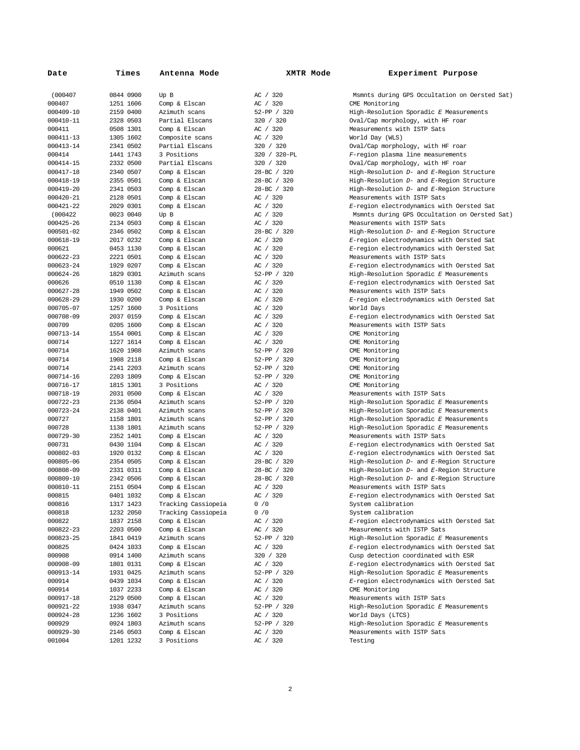| Date | Times | Antenna Mode | XMTR Mode | Experiment Purpose |
|---|---|---|---|---|
| (000407 | 0844 0900 | Up B | AC / 320 | Msmnts during GPS Occultation on Oersted Sat) |
| 000407 | 1251 1606 | Comp & Elscan | AC / 320 | CME Monitoring |
| 000409-10 | 2159 0400 | Azimuth scans | 52-PP / 320 | High-Resolution Sporadic *E* Measurements |
| 000410-11 | 2328 0503 | Partial Elscans | 320 / 320 | Oval/Cap morphology, with HF roar |
| 000411 | 0508 1301 | Comp & Elscan | AC / 320 | Measurements with ISTP Sats |
| 000411-13 | 1305 1602 | Composite scans | AC / 320 | World Day (WLS) |
| 000413-14 | 2341 0502 | Partial Elscans | 320 / 320 | Oval/Cap morphology, with HF roar |
| 000414 | 1441 1743 | 3 Positions | 320 / 320-PL | *F*-region plasma line measurements |
| 000414-15 | 2332 0500 | Partial Elscans | 320 / 320 | Oval/Cap morphology, with HF roar |
| 000417-18 | 2340 0507 | Comp & Elscan | 28-BC / 320 | High-Resolution *D*- and *E*-Region Structure |
| 000418-19 | 2355 0501 | Comp & Elscan | 28-BC / 320 | High-Resolution *D*- and *E*-Region Structure |
| 000419-20 | 2341 0503 | Comp & Elscan | 28-BC / 320 | High-Resolution *D*- and *E*-Region Structure |
| 000420-21 | 2128 0501 | Comp & Elscan | AC / 320 | Measurements with ISTP Sats |
| 000421-22 | 2029 0301 | Comp & Elscan | AC / 320 | *E*-region electrodynamics with Oersted Sat |
| (000422 | 0023 0040 | Up B | AC / 320 | Msmnts during GPS Occultation on Oersted Sat) |
| 000425-26 | 2134 0503 | Comp & Elscan | AC / 320 | Measurements with ISTP Sats |
| 000501-02 | 2346 0502 | Comp & Elscan | 28-BC / 320 | High-Resolution *D*- and *E*-Region Structure |
| 000618-19 | 2017 0232 | Comp & Elscan | AC / 320 | *E*-region electrodynamics with Oersted Sat |
| 000621 | 0453 1130 | Comp & Elscan | AC / 320 | *E*-region electrodynamics with Oersted Sat |
| 000622-23 | 2221 0501 | Comp & Elscan | AC / 320 | Measurements with ISTP Sats |
| 000623-24 | 1929 0207 | Comp & Elscan | AC / 320 | *E*-region electrodynamics with Oersted Sat |
| 000624-26 | 1829 0301 | Azimuth scans | 52-PP / 320 | High-Resolution Sporadic *E* Measurements |
| 000626 | 0510 1130 | Comp & Elscan | AC / 320 | *E*-region electrodynamics with Oersted Sat |
| 000627-28 | 1949 0502 | Comp & Elscan | AC / 320 | Measurements with ISTP Sats |
| 000628-29 | 1930 0200 | Comp & Elscan | AC / 320 | *E*-region electrodynamics with Oersted Sat |
| 000705-07 | 1257 1600 | 3 Positions | AC / 320 | World Days |
| 000708-09 | 2037 0159 | Comp & Elscan | AC / 320 | *E*-region electrodynamics with Oersted Sat |
| 000709 | 0205 1600 | Comp & Elscan | AC / 320 | Measurements with ISTP Sats |
| 000713-14 | 1554 0001 | Comp & Elscan | AC / 320 | CME Monitoring |
| 000714 | 1227 1614 | Comp & Elscan | AC / 320 | CME Monitoring |
| 000714 | 1620 1908 | Azimuth scans | 52-PP / 320 | CME Monitoring |
| 000714 | 1908 2118 | Comp & Elscan | 52-PP / 320 | CME Monitoring |
| 000714 | 2141 2203 | Azimuth scans | 52-PP / 320 | CME Monitoring |
| 000714-16 | 2203 1809 | Comp & Elscan | 52-PP / 320 | CME Monitoring |
| 000716-17 | 1815 1301 | 3 Positions | AC / 320 | CME Monitoring |
| 000718-19 | 2031 0500 | Comp & Elscan | AC / 320 | Measurements with ISTP Sats |
| 000722-23 | 2136 0504 | Azimuth scans | 52-PP / 320 | High-Resolution Sporadic *E* Measurements |
| 000723-24 | 2138 0401 | Azimuth scans | 52-PP / 320 | High-Resolution Sporadic *E* Measurements |
| 000727 | 1158 1801 | Azimuth scans | 52-PP / 320 | High-Resolution Sporadic *E* Measurements |
| 000728 | 1138 1801 | Azimuth scans | 52-PP / 320 | High-Resolution Sporadic *E* Measurements |
| 000729-30 | 2352 1401 | Comp & Elscan | AC / 320 | Measurements with ISTP Sats |
| 000731 | 0430 1104 | Comp & Elscan | AC / 320 | *E*-region electrodynamics with Oersted Sat |
| 000802-03 | 1920 0132 | Comp & Elscan | AC / 320 | *E*-region electrodynamics with Oersted Sat |
| 000805-06 | 2354 0505 | Comp & Elscan | 28-BC / 320 | High-Resolution *D*- and *E*-Region Structure |
| 000808-09 | 2331 0311 | Comp & Elscan | 28-BC / 320 | High-Resolution *D*- and *E*-Region Structure |
| 000809-10 | 2342 0506 | Comp & Elscan | 28-BC / 320 | High-Resolution *D*- and *E*-Region Structure |
| 000810-11 | 2151 0504 | Comp & Elscan | AC / 320 | Measurements with ISTP Sats |
| 000815 | 0401 1032 | Comp & Elscan | AC / 320 | *E*-region electrodynamics with Oersted Sat |
| 000816 | 1317 1423 | Tracking Cassiopeia | 0 /0 | System calibration |
| 000818 | 1232 2050 | Tracking Cassiopeia | 0 /0 | System calibration |
| 000822 | 1837 2158 | Comp & Elscan | AC / 320 | *E*-region electrodynamics with Oersted Sat |
| 000822-23 | 2203 0500 | Comp & Elscan | AC / 320 | Measurements with ISTP Sats |
| 000823-25 | 1841 0419 | Azimuth scans | 52-PP / 320 | High-Resolution Sporadic *E* Measurements |
| 000825 | 0424 1033 | Comp & Elscan | AC / 320 | *E*-region electrodynamics with Oersted Sat |
| 000908 | 0914 1400 | Azimuth scans | 320 / 320 | Cusp detection coordinated with ESR |
| 000908-09 | 1801 0131 | Comp & Elscan | AC / 320 | *E*-region electrodynamics with Oersted Sat |
| 000913-14 | 1931 0425 | Azimuth scans | 52-PP / 320 | High-Resolution Sporadic *E* Measurements |
| 000914 | 0439 1034 | Comp & Elscan | AC / 320 | *E*-region electrodynamics with Oersted Sat |
| 000914 | 1037 2233 | Comp & Elscan | AC / 320 | CME Monitoring |
| 000917-18 | 2129 0500 | Comp & Elscan | AC / 320 | Measurements with ISTP Sats |
| 000921-22 | 1938 0347 | Azimuth scans | 52-PP / 320 | High-Resolution Sporadic *E* Measurements |
| 000924-28 | 1236 1602 | 3 Positions | AC / 320 | World Days (LTCS) |
| 000929 | 0924 1803 | Azimuth scans | 52-PP / 320 | High-Resolution Sporadic *E* Measurements |
| 000929-30 | 2146 0503 | Comp & Elscan | AC / 320 | Measurements with ISTP Sats |
| 001004 | 1201 1232 | 3 Positions | AC / 320 | Testing |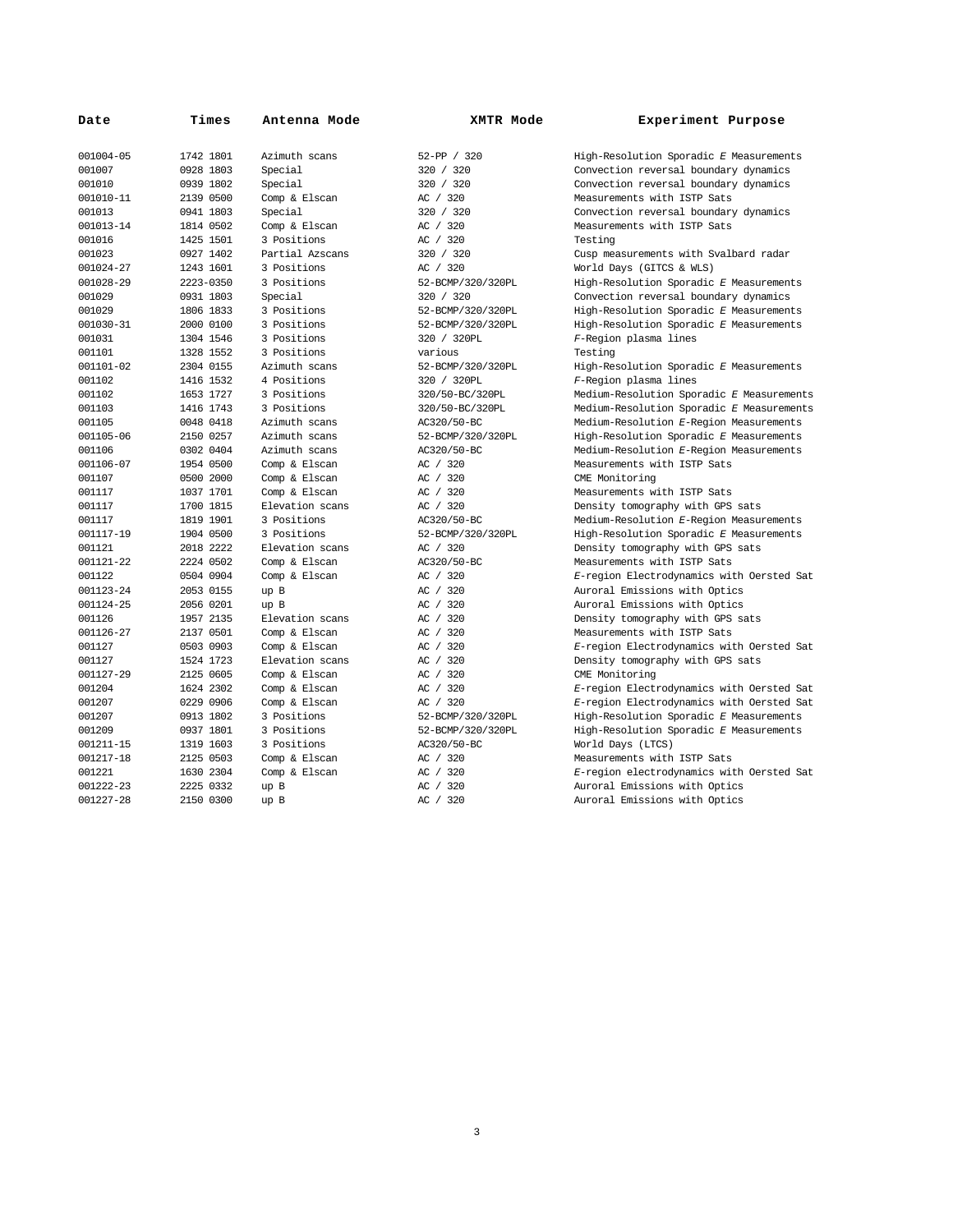| Date | Times | Antenna Mode | XMTR Mode | Experiment Purpose |
|---|---|---|---|---|
| 001004-05 | 1742 1801 | Azimuth scans | 52-PP / 320 | High-Resolution Sporadic *E* Measurements |
| 001007 | 0928 1803 | Special | 320 / 320 | Convection reversal boundary dynamics |
| 001010 | 0939 1802 | Special | 320 / 320 | Convection reversal boundary dynamics |
| 001010-11 | 2139 0500 | Comp & Elscan | AC / 320 | Measurements with ISTP Sats |
| 001013 | 0941 1803 | Special | 320 / 320 | Convection reversal boundary dynamics |
| 001013-14 | 1814 0502 | Comp & Elscan | AC / 320 | Measurements with ISTP Sats |
| 001016 | 1425 1501 | 3 Positions | AC / 320 | Testing |
| 001023 | 0927 1402 | Partial Azscans | 320 / 320 | Cusp measurements with Svalbard radar |
| 001024-27 | 1243 1601 | 3 Positions | AC / 320 | World Days (GITCS & WLS) |
| 001028-29 | 2223-0350 | 3 Positions | 52-BCMP/320/320PL | High-Resolution Sporadic *E* Measurements |
| 001029 | 0931 1803 | Special | 320 / 320 | Convection reversal boundary dynamics |
| 001029 | 1806 1833 | 3 Positions | 52-BCMP/320/320PL | High-Resolution Sporadic *E* Measurements |
| 001030-31 | 2000 0100 | 3 Positions | 52-BCMP/320/320PL | High-Resolution Sporadic *E* Measurements |
| 001031 | 1304 1546 | 3 Positions | 320 / 320PL | *F*-Region plasma lines |
| 001101 | 1328 1552 | 3 Positions | various | Testing |
| 001101-02 | 2304 0155 | Azimuth scans | 52-BCMP/320/320PL | High-Resolution Sporadic *E* Measurements |
| 001102 | 1416 1532 | 4 Positions | 320 / 320PL | *F*-Region plasma lines |
| 001102 | 1653 1727 | 3 Positions | 320/50-BC/320PL | Medium-Resolution Sporadic *E* Measurements |
| 001103 | 1416 1743 | 3 Positions | 320/50-BC/320PL | Medium-Resolution Sporadic *E* Measurements |
| 001105 | 0048 0418 | Azimuth scans | AC320/50-BC | Medium-Resolution *E*-Region Measurements |
| 001105-06 | 2150 0257 | Azimuth scans | 52-BCMP/320/320PL | High-Resolution Sporadic *E* Measurements |
| 001106 | 0302 0404 | Azimuth scans | AC320/50-BC | Medium-Resolution *E*-Region Measurements |
| 001106-07 | 1954 0500 | Comp & Elscan | AC / 320 | Measurements with ISTP Sats |
| 001107 | 0500 2000 | Comp & Elscan | AC / 320 | CME Monitoring |
| 001117 | 1037 1701 | Comp & Elscan | AC / 320 | Measurements with ISTP Sats |
| 001117 | 1700 1815 | Elevation scans | AC / 320 | Density tomography with GPS sats |
| 001117 | 1819 1901 | 3 Positions | AC320/50-BC | Medium-Resolution *E*-Region Measurements |
| 001117-19 | 1904 0500 | 3 Positions | 52-BCMP/320/320PL | High-Resolution Sporadic *E* Measurements |
| 001121 | 2018 2222 | Elevation scans | AC / 320 | Density tomography with GPS sats |
| 001121-22 | 2224 0502 | Comp & Elscan | AC320/50-BC | Measurements with ISTP Sats |
| 001122 | 0504 0904 | Comp & Elscan | AC / 320 | *E*-region Electrodynamics with Oersted Sat |
| 001123-24 | 2053 0155 | up B | AC / 320 | Auroral Emissions with Optics |
| 001124-25 | 2056 0201 | up B | AC / 320 | Auroral Emissions with Optics |
| 001126 | 1957 2135 | Elevation scans | AC / 320 | Density tomography with GPS sats |
| 001126-27 | 2137 0501 | Comp & Elscan | AC / 320 | Measurements with ISTP Sats |
| 001127 | 0503 0903 | Comp & Elscan | AC / 320 | *E*-region Electrodynamics with Oersted Sat |
| 001127 | 1524 1723 | Elevation scans | AC / 320 | Density tomography with GPS sats |
| 001127-29 | 2125 0605 | Comp & Elscan | AC / 320 | CME Monitoring |
| 001204 | 1624 2302 | Comp & Elscan | AC / 320 | *E*-region Electrodynamics with Oersted Sat |
| 001207 | 0229 0906 | Comp & Elscan | AC / 320 | *E*-region Electrodynamics with Oersted Sat |
| 001207 | 0913 1802 | 3 Positions | 52-BCMP/320/320PL | High-Resolution Sporadic *E* Measurements |
| 001209 | 0937 1801 | 3 Positions | 52-BCMP/320/320PL | High-Resolution Sporadic *E* Measurements |
| 001211-15 | 1319 1603 | 3 Positions | AC320/50-BC | World Days (LTCS) |
| 001217-18 | 2125 0503 | Comp & Elscan | AC / 320 | Measurements with ISTP Sats |
| 001221 | 1630 2304 | Comp & Elscan | AC / 320 | *E*-region electrodynamics with Oersted Sat |
| 001222-23 | 2225 0332 | up B | AC / 320 | Auroral Emissions with Optics |
| 001227-28 | 2150 0300 | up B | AC / 320 | Auroral Emissions with Optics |